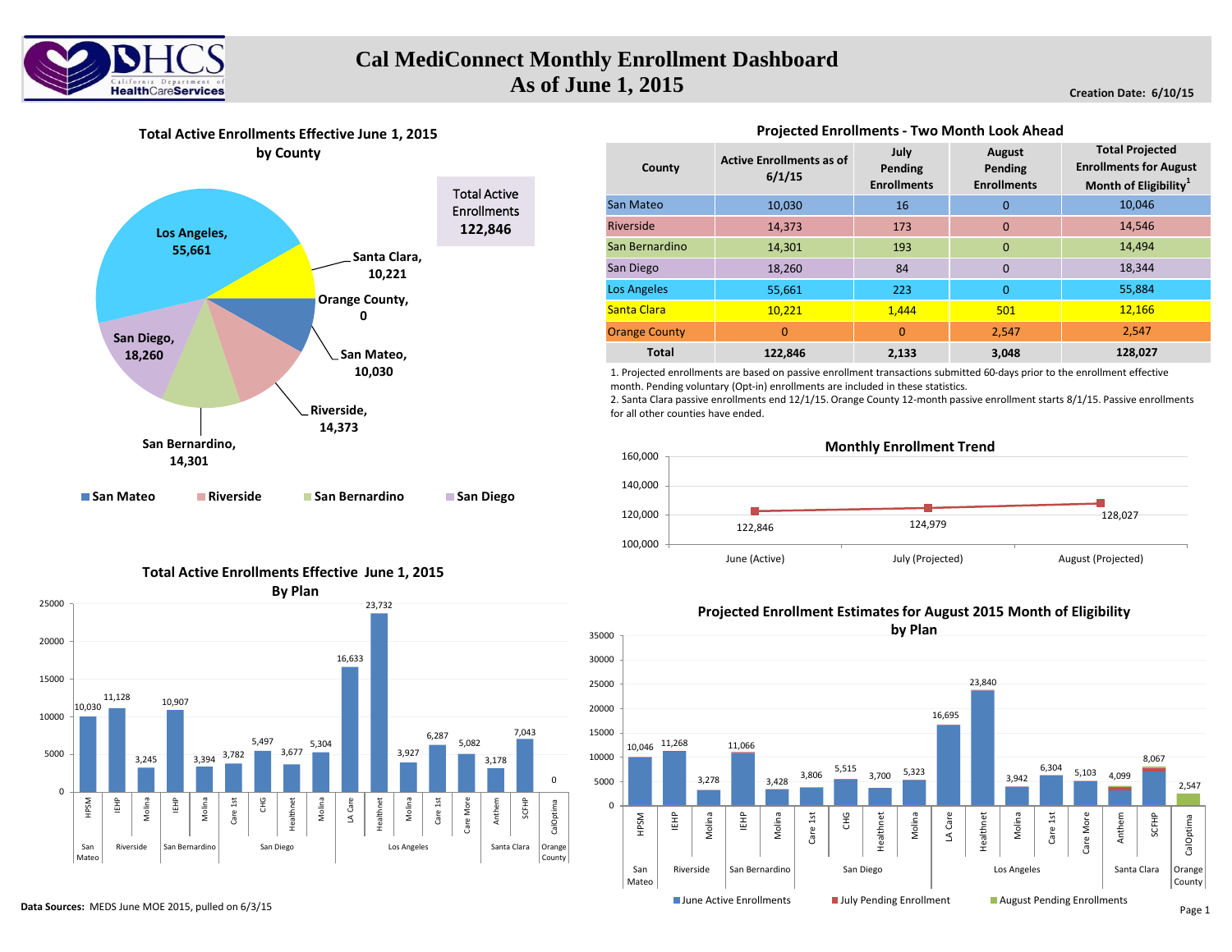# Cal MediConnect Monthly Enrollment Dashboard
## As of June 1, 2015

Creation Date: 6/10/15

### Total Active Enrollments Effective June 1, 2015 by County

| County | Enrollments |
|---|---|
| Los Angeles | 55,661 |
| Santa Clara | 10,221 |
| Orange County | 0 |
| San Mateo | 10,030 |
| Riverside | 14,373 |
| San Bernardino | 14,301 |
| San Diego | 18,260 |

Total Active Enrollments **122,846**

### Projected Enrollments - Two Month Look Ahead

| County | Active Enrollments as of 6/1/15 | July Pending Enrollments | August Pending Enrollments | Total Projected Enrollments for August Month of Eligibility[1] |
|---|---|---|---|---|
| San Mateo | 10,030 | 16 | 0 | 10,046 |
| Riverside | 14,373 | 173 | 0 | 14,546 |
| San Bernardino | 14,301 | 193 | 0 | 14,494 |
| San Diego | 18,260 | 84 | 0 | 18,344 |
| Los Angeles | 55,661 | 223 | 0 | 55,884 |
| Santa Clara | 10,221 | 1,444 | 501 | 12,166 |
| Orange County | 0 | 0 | 2,547 | 2,547 |
| **Total** | **122,846** | **2,133** | **3,048** | **128,027** |

1. Projected enrollments are based on passive enrollment transactions submitted 60-days prior to the enrollment effective month. Pending voluntary (Opt-in) enrollments are included in these statistics.
2. Santa Clara passive enrollments end 12/1/15. Orange County 12-month passive enrollment starts 8/1/15. Passive enrollments for all other counties have ended.

### Monthly Enrollment Trend

| Month | Enrollments |
|---|---|
| June (Active) | 122,846 |
| July (Projected) | 124,979 |
| August (Projected) | 128,027 |

### Total Active Enrollments Effective June 1, 2015 By Plan

| County | Plan | Enrollments |
|---|---|---|
| San Mateo | HPSM | 10,030 |
| Riverside | IEHP | 11,128 |
| Riverside | Molina | 3,245 |
| San Bernardino | IEHP | 10,907 |
| San Bernardino | Molina | 3,394 |
| San Diego | Care 1st | 3,782 |
| San Diego | CHG | 5,497 |
| San Diego | Healthnet | 3,677 |
| San Diego | Molina | 5,304 |
| Los Angeles | LA Care | 16,633 |
| Los Angeles | Healthnet | 23,732 |
| Los Angeles | Molina | 3,927 |
| Los Angeles | Care 1st | 6,287 |
| Los Angeles | Care More | 5,082 |
| Santa Clara | Anthem | 3,178 |
| Santa Clara | SCFHP | 7,043 |
| Orange County | CalOptima | 0 |

### Projected Enrollment Estimates for August 2015 Month of Eligibility by Plan

(June Active Enrollments, July Pending Enrollment, August Pending Enrollments)

| County | Plan | Projected Enrollments |
|---|---|---|
| San Mateo | HPSM | 10,046 |
| Riverside | IEHP | 11,268 |
| Riverside | Molina | 3,278 |
| San Bernardino | IEHP | 11,066 |
| San Bernardino | Molina | 3,428 |
| San Diego | Care 1st | 3,806 |
| San Diego | CHG | 5,515 |
| San Diego | Healthnet | 3,700 |
| San Diego | Molina | 5,323 |
| Los Angeles | LA Care | 16,695 |
| Los Angeles | Healthnet | 23,840 |
| Los Angeles | Molina | 3,942 |
| Los Angeles | Care 1st | 6,304 |
| Los Angeles | Care More | 5,103 |
| Santa Clara | Anthem | 4,099 |
| Santa Clara | SCFHP | 8,067 |
| Orange County | CalOptima | 2,547 |

**Data Sources:** MEDS June MOE 2015, pulled on 6/3/15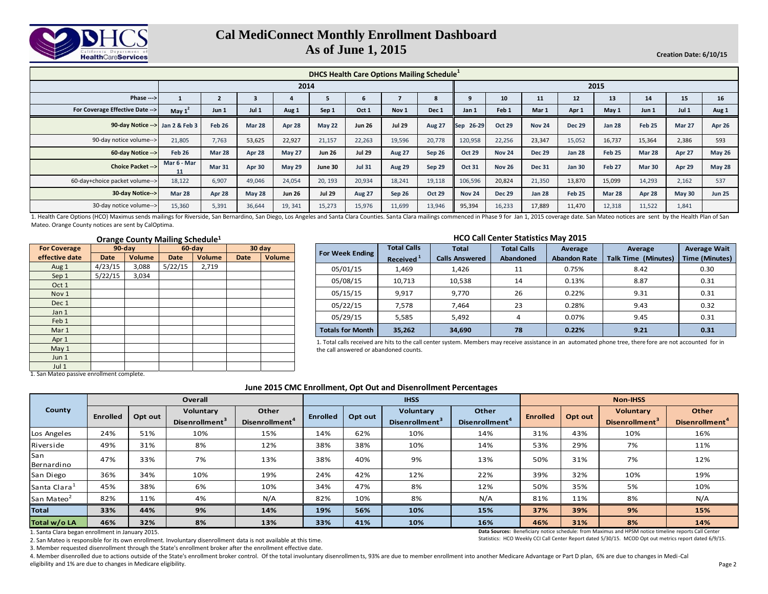# Cal MediConnect Monthly Enrollment Dashboard
## As of June 1, 2015

Creation Date: 6/10/15

### DHCS Health Care Options Mailing Schedule[1]

| | 2014 | | | | | | | | 2015 | | | | | | | |
|---|---|---|---|---|---|---|---|---|---|---|---|---|---|---|---|---|
| Phase ---> | 1 | 2 | 3 | 4 | 5 | 6 | 7 | 8 | 9 | 10 | 11 | 12 | 13 | 14 | 15 | 16 |
| For Coverage Effective Date --> | May 1[2] | Jun 1 | Jul 1 | Aug 1 | Sep 1 | Oct 1 | Nov 1 | Dec 1 | Jan 1 | Feb 1 | Mar 1 | Apr 1 | May 1 | Jun 1 | Jul 1 | Aug 1 |
| 90-day Notice --> | Jan 2 & Feb 3 | Feb 26 | Mar 28 | Apr 28 | May 22 | Jun 26 | Jul 29 | Aug 27 | Sep 26-29 | Oct 29 | Nov 24 | Dec 29 | Jan 28 | Feb 25 | Mar 27 | Apr 26 |
| 90-day notice volume--> | 21,805 | 7,763 | 53,625 | 22,927 | 21,157 | 22,263 | 19,596 | 20,778 | 120,958 | 22,256 | 23,347 | 15,052 | 16,737 | 15,364 | 2,386 | 593 |
| 60-day Notice --> | Feb 26 | Mar 28 | Apr 28 | May 27 | Jun 26 | Jul 29 | Aug 27 | Sep 26 | Oct 29 | Nov 24 | Dec 29 | Jan 28 | Feb 25 | Mar 28 | Apr 27 | May 26 |
| Choice Packet --> | Mar 6 - Mar 11 | Mar 31 | Apr 30 | May 29 | June 30 | Jul 31 | Aug 29 | Sep 29 | Oct 31 | Nov 26 | Dec 31 | Jan 30 | Feb 27 | Mar 30 | Apr 29 | May 28 |
| 60-day+choice packet volume--> | 18,122 | 6,907 | 49,046 | 24,054 | 20, 193 | 20,934 | 18,241 | 19,118 | 106,596 | 20,824 | 21,350 | 13,870 | 15,099 | 14,293 | 2,162 | 537 |
| 30-day Notice--> | Mar 28 | Apr 28 | May 28 | Jun 26 | Jul 29 | Aug 27 | Sep 26 | Oct 29 | Nov 24 | Dec 29 | Jan 28 | Feb 25 | Mar 28 | Apr 28 | May 30 | Jun 25 |
| 30-day notice volume--> | 15,360 | 5,391 | 36,644 | 19, 341 | 15,273 | 15,976 | 11,699 | 13,946 | 95,394 | 16,233 | 17,889 | 11,470 | 12,318 | 11,522 | 1,841 | |

1. Health Care Options (HCO) Maximus sends mailings for Riverside, San Bernardino, San Diego, Los Angeles and Santa Clara Counties. Santa Clara mailings commenced in Phase 9 for Jan 1, 2015 coverage date. San Mateo notices are sent by the Health Plan of San Mateo. Orange County notices are sent by CalOptima.

### Orange County Mailing Schedule[1]

| For Coverage effective date | 90-day | | 60-day | | 30 day | |
|---|---|---|---|---|---|---|
| | Date | Volume | Date | Volume | Date | Volume |
| Aug 1 | 4/23/15 | 3,088 | 5/22/15 | 2,719 | | |
| Sep 1 | 5/22/15 | 3,034 | | | | |
| Oct 1 | | | | | | |
| Nov 1 | | | | | | |
| Dec 1 | | | | | | |
| Jan 1 | | | | | | |
| Feb 1 | | | | | | |
| Mar 1 | | | | | | |
| Apr 1 | | | | | | |
| May 1 | | | | | | |
| Jun 1 | | | | | | |
| Jul 1 | | | | | | |

1. San Mateo passive enrollment complete.

### HCO Call Center Statistics May 2015

| For Week Ending | Total Calls Received[1] | Total Calls Answered | Total Calls Abandoned | Average Abandon Rate | Average Talk Time (Minutes) | Average Wait Time (Minutes) |
|---|---|---|---|---|---|---|
| 05/01/15 | 1,469 | 1,426 | 11 | 0.75% | 8.42 | 0.30 |
| 05/08/15 | 10,713 | 10,538 | 14 | 0.13% | 8.87 | 0.31 |
| 05/15/15 | 9,917 | 9,770 | 26 | 0.22% | 9.31 | 0.31 |
| 05/22/15 | 7,578 | 7,464 | 23 | 0.28% | 9.43 | 0.32 |
| 05/29/15 | 5,585 | 5,492 | 4 | 0.07% | 9.45 | 0.31 |
| **Totals for Month** | **35,262** | **34,690** | **78** | **0.22%** | **9.21** | **0.31** |

1. Total calls received are hits to the call center system. Members may receive assistance in an automated phone tree, therefore are not accounted for in the call answered or abandoned counts.

### June 2015 CMC Enrollment, Opt Out and Disenrollment Percentages

| County | Overall | | | | IHSS | | | | Non-IHSS | | | |
|---|---|---|---|---|---|---|---|---|---|---|---|---|
| | Enrolled | Opt out | Voluntary Disenrollment[3] | Other Disenrollment[4] | Enrolled | Opt out | Voluntary Disenrollment[3] | Other Disenrollment[4] | Enrolled | Opt out | Voluntary Disenrollment[3] | Other Disenrollment[4] |
| Los Angeles | 24% | 51% | 10% | 15% | 14% | 62% | 10% | 14% | 31% | 43% | 10% | 16% |
| Riverside | 49% | 31% | 8% | 12% | 38% | 38% | 10% | 14% | 53% | 29% | 7% | 11% |
| San Bernardino | 47% | 33% | 7% | 13% | 38% | 40% | 9% | 13% | 50% | 31% | 7% | 12% |
| San Diego | 36% | 34% | 10% | 19% | 24% | 42% | 12% | 22% | 39% | 32% | 10% | 19% |
| Santa Clara[1] | 45% | 38% | 6% | 10% | 34% | 47% | 8% | 12% | 50% | 35% | 5% | 10% |
| San Mateo[2] | 82% | 11% | 4% | N/A | 82% | 10% | 8% | N/A | 81% | 11% | 8% | N/A |
| **Total** | **33%** | **44%** | **9%** | **14%** | **19%** | **56%** | **10%** | **15%** | **37%** | **39%** | **9%** | **15%** |
| **Total w/o LA** | **46%** | **32%** | **8%** | **13%** | **33%** | **41%** | **10%** | **16%** | **46%** | **31%** | **8%** | **14%** |

1. Santa Clara began enrollment in January 2015.
2. San Mateo is responsible for its own enrollment. Involuntary disenrollment data is not available at this time.
3. Member requested disenrollment through the State's enrollment broker after the enrollment effective date.
4. Member disenrolled due to actions outside of the State's enrollment broker control. Of the total involuntary disenrollments, 93% are due to member enrollment into another Medicare Advantage or Part D plan, 6% are due to changes in Medi-Cal eligibility and 1% are due to changes in Medicare eligibility.

**Data Sources:** Beneficiary notice schedule: from Maximus and HPSM notice timeline reports Call Center Statistics: HCO Weekly CCI Call Center Report dated 5/30/15. MCOD Opt out metrics report dated 6/9/15.